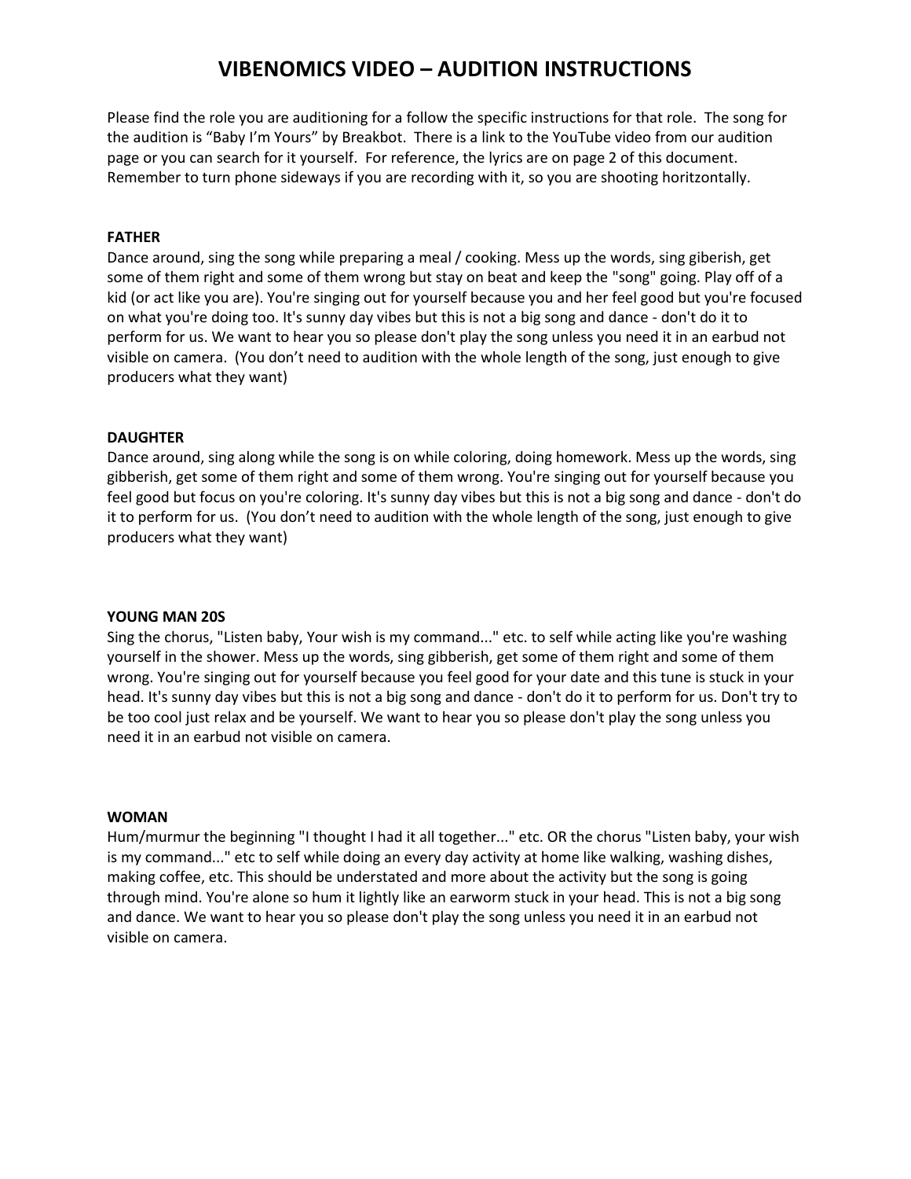# VIBENOMICS VIDEO – AUDITION INSTRUCTIONS

Please find the role you are auditioning for a follow the specific instructions for that role. The song for the audition is "Baby I'm Yours" by Breakbot. There is a link to the YouTube video from our audition page or you can search for it yourself. For reference, the lyrics are on page 2 of this document. Remember to turn phone sideways if you are recording with it, so you are shooting horitzontally.

**FATHER**

Dance around, sing the song while preparing a meal / cooking. Mess up the words, sing giberish, get some of them right and some of them wrong but stay on beat and keep the "song" going. Play off of a kid (or act like you are). You're singing out for yourself because you and her feel good but you're focused on what you're doing too. It's sunny day vibes but this is not a big song and dance - don't do it to perform for us. We want to hear you so please don't play the song unless you need it in an earbud not visible on camera. (You don't need to audition with the whole length of the song, just enough to give producers what they want)

**DAUGHTER**

Dance around, sing along while the song is on while coloring, doing homework. Mess up the words, sing gibberish, get some of them right and some of them wrong. You're singing out for yourself because you feel good but focus on you're coloring. It's sunny day vibes but this is not a big song and dance - don't do it to perform for us. (You don't need to audition with the whole length of the song, just enough to give producers what they want)

**YOUNG MAN 20S**

Sing the chorus, "Listen baby, Your wish is my command..." etc. to self while acting like you're washing yourself in the shower. Mess up the words, sing gibberish, get some of them right and some of them wrong. You're singing out for yourself because you feel good for your date and this tune is stuck in your head. It's sunny day vibes but this is not a big song and dance - don't do it to perform for us. Don't try to be too cool just relax and be yourself. We want to hear you so please don't play the song unless you need it in an earbud not visible on camera.

**WOMAN**

Hum/murmur the beginning "I thought I had it all together..." etc. OR the chorus "Listen baby, your wish is my command..." etc to self while doing an every day activity at home like walking, washing dishes, making coffee, etc. This should be understated and more about the activity but the song is going through mind. You're alone so hum it lightly like an earworm stuck in your head. This is not a big song and dance. We want to hear you so please don't play the song unless you need it in an earbud not visible on camera.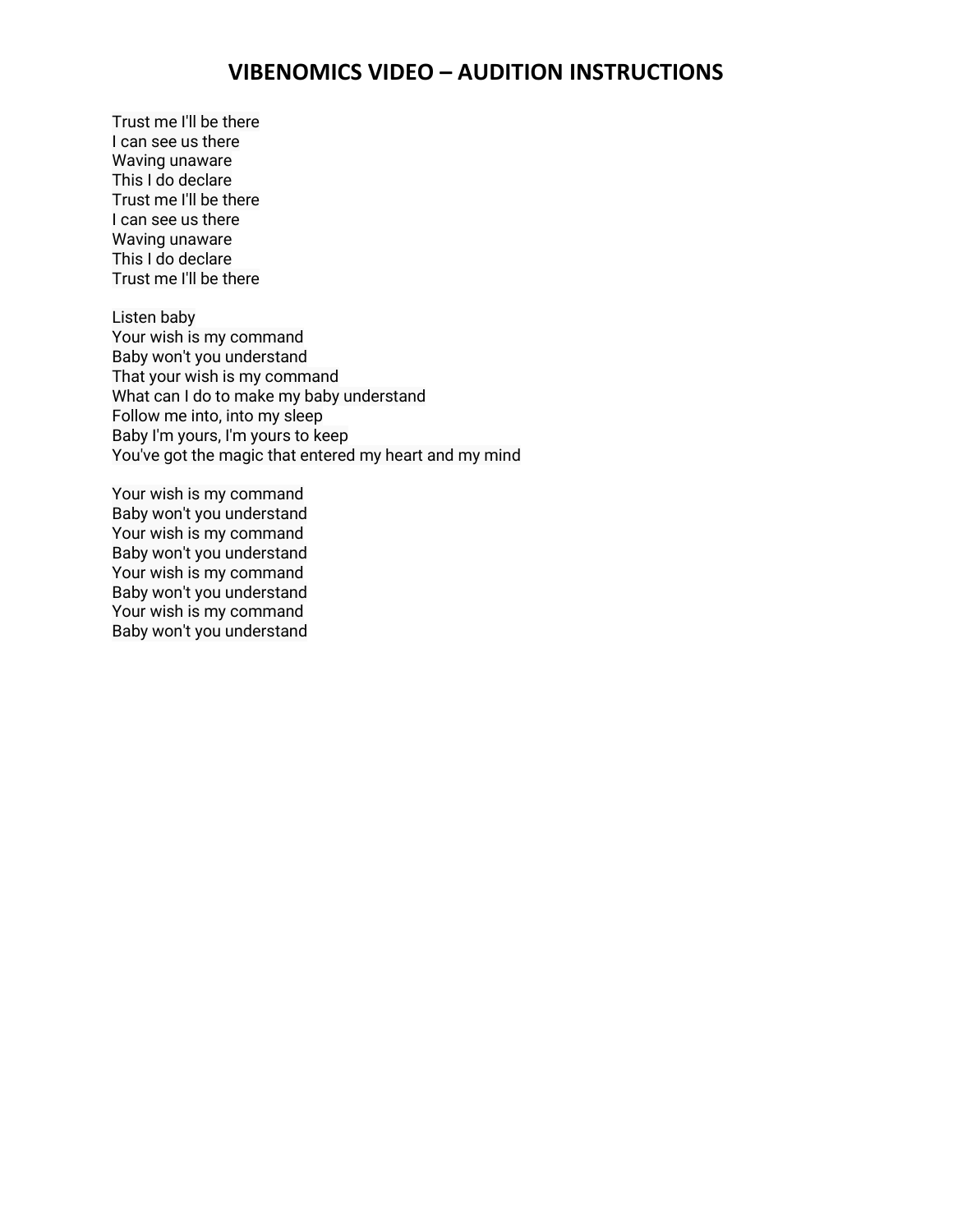# VIBENOMICS VIDEO – AUDITION INSTRUCTIONS

Trust me I'll be there
I can see us there
Waving unaware
This I do declare
Trust me I'll be there
I can see us there
Waving unaware
This I do declare
Trust me I'll be there

Listen baby
Your wish is my command
Baby won't you understand
That your wish is my command
What can I do to make my baby understand
Follow me into, into my sleep
Baby I'm yours, I'm yours to keep
You've got the magic that entered my heart and my mind

Your wish is my command
Baby won't you understand
Your wish is my command
Baby won't you understand
Your wish is my command
Baby won't you understand
Your wish is my command
Baby won't you understand